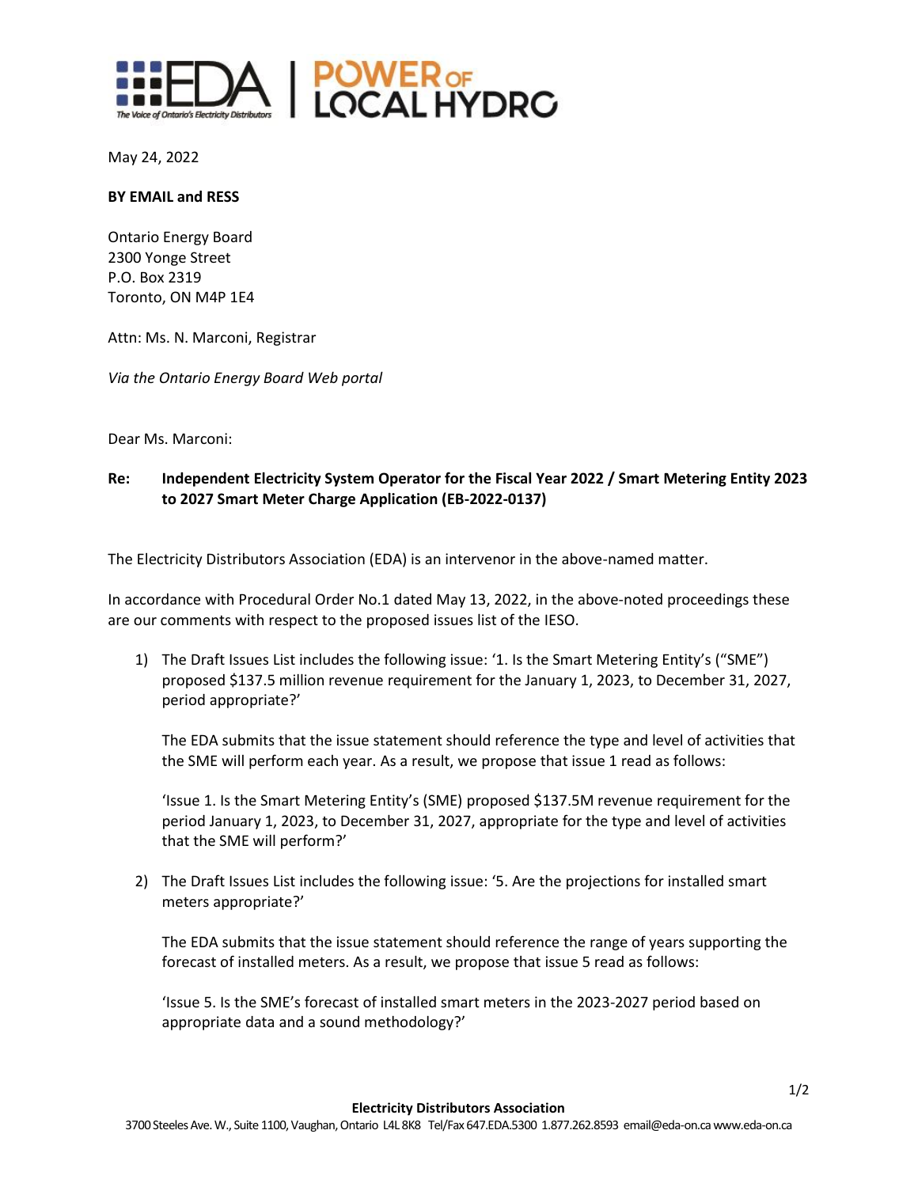EDA The Voice of Ontario's Electricity Distributors | POWER OF LOCAL HYDRO

May 24, 2022

**BY EMAIL and RESS**

Ontario Energy Board
2300 Yonge Street
P.O. Box 2319
Toronto, ON M4P 1E4

Attn: Ms. N. Marconi, Registrar

*Via the Ontario Energy Board Web portal*

Dear Ms. Marconi:

**Re: Independent Electricity System Operator for the Fiscal Year 2022 / Smart Metering Entity 2023 to 2027 Smart Meter Charge Application (EB-2022-0137)**

The Electricity Distributors Association (EDA) is an intervenor in the above-named matter.

In accordance with Procedural Order No.1 dated May 13, 2022, in the above-noted proceedings these are our comments with respect to the proposed issues list of the IESO.

1) The Draft Issues List includes the following issue: '1. Is the Smart Metering Entity's ("SME") proposed $137.5 million revenue requirement for the January 1, 2023, to December 31, 2027, period appropriate?'

   The EDA submits that the issue statement should reference the type and level of activities that the SME will perform each year. As a result, we propose that issue 1 read as follows:

   'Issue 1. Is the Smart Metering Entity's (SME) proposed $137.5M revenue requirement for the period January 1, 2023, to December 31, 2027, appropriate for the type and level of activities that the SME will perform?'

2) The Draft Issues List includes the following issue: '5. Are the projections for installed smart meters appropriate?'

   The EDA submits that the issue statement should reference the range of years supporting the forecast of installed meters. As a result, we propose that issue 5 read as follows:

   'Issue 5. Is the SME's forecast of installed smart meters in the 2023-2027 period based on appropriate data and a sound methodology?'

**Electricity Distributors Association**
3700 Steeles Ave. W., Suite 1100, Vaughan, Ontario L4L 8K8 Tel/Fax 647.EDA.5300 1.877.262.8593 email@eda-on.ca www.eda-on.ca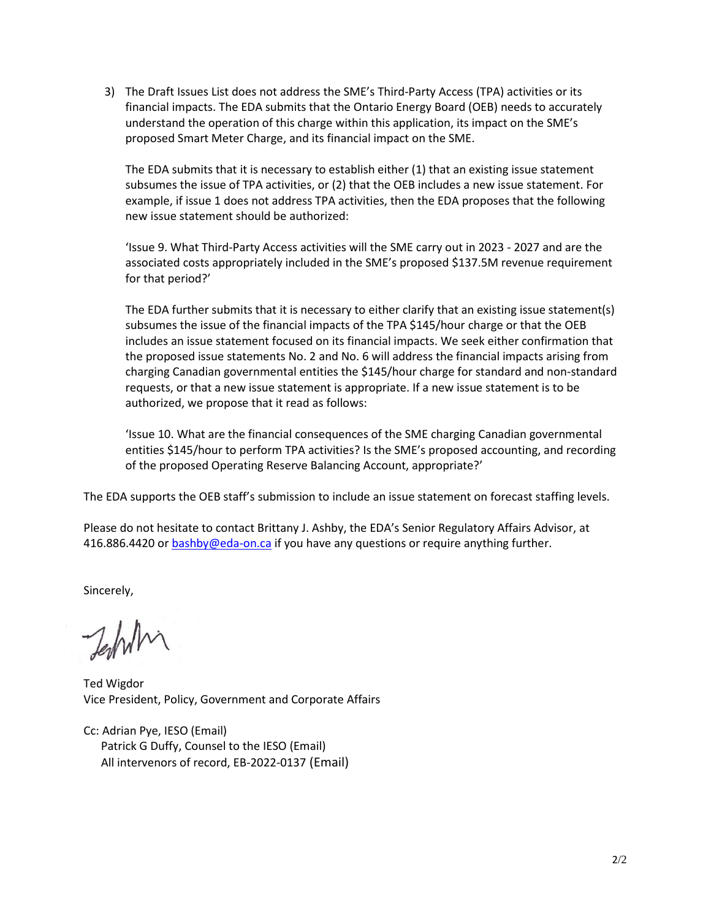3) The Draft Issues List does not address the SME's Third-Party Access (TPA) activities or its financial impacts. The EDA submits that the Ontario Energy Board (OEB) needs to accurately understand the operation of this charge within this application, its impact on the SME's proposed Smart Meter Charge, and its financial impact on the SME.

   The EDA submits that it is necessary to establish either (1) that an existing issue statement subsumes the issue of TPA activities, or (2) that the OEB includes a new issue statement. For example, if issue 1 does not address TPA activities, then the EDA proposes that the following new issue statement should be authorized:

   'Issue 9. What Third-Party Access activities will the SME carry out in 2023 - 2027 and are the associated costs appropriately included in the SME's proposed $137.5M revenue requirement for that period?'

   The EDA further submits that it is necessary to either clarify that an existing issue statement(s) subsumes the issue of the financial impacts of the TPA $145/hour charge or that the OEB includes an issue statement focused on its financial impacts. We seek either confirmation that the proposed issue statements No. 2 and No. 6 will address the financial impacts arising from charging Canadian governmental entities the $145/hour charge for standard and non-standard requests, or that a new issue statement is appropriate. If a new issue statement is to be authorized, we propose that it read as follows:

   'Issue 10. What are the financial consequences of the SME charging Canadian governmental entities $145/hour to perform TPA activities? Is the SME's proposed accounting, and recording of the proposed Operating Reserve Balancing Account, appropriate?'

The EDA supports the OEB staff's submission to include an issue statement on forecast staffing levels.

Please do not hesitate to contact Brittany J. Ashby, the EDA's Senior Regulatory Affairs Advisor, at 416.886.4420 or [bashby@eda-on.ca](mailto:bashby@eda-on.ca) if you have any questions or require anything further.

Sincerely,

Ted Wigdor
Vice President, Policy, Government and Corporate Affairs

Cc: Adrian Pye, IESO (Email)
Patrick G Duffy, Counsel to the IESO (Email)
All intervenors of record, EB-2022-0137 (Email)